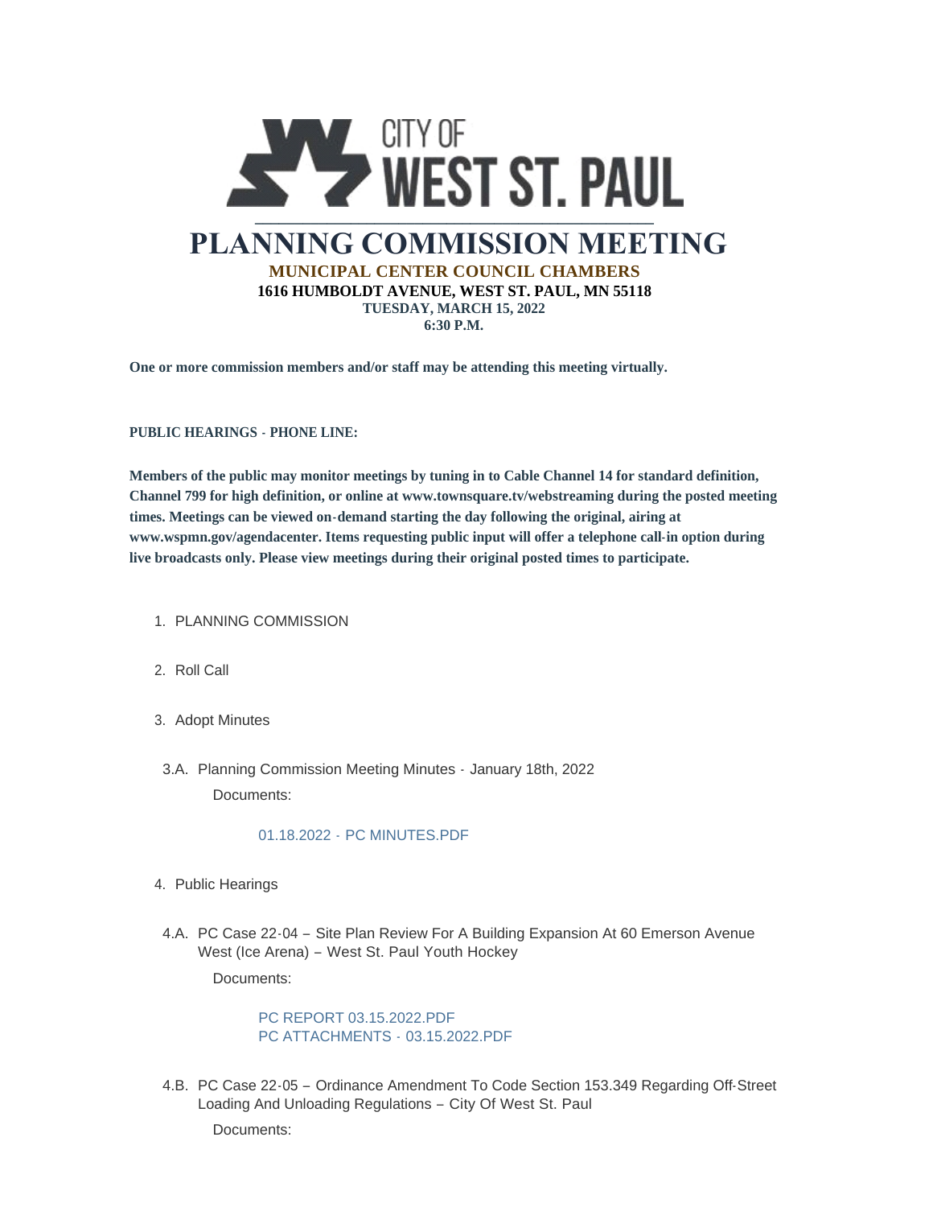CITY OF WEST ST. PAUL

# PLANNING COMMISSION MEETING

**MUNICIPAL CENTER COUNCIL CHAMBERS**
**1616 HUMBOLDT AVENUE, WEST ST. PAUL, MN 55118**
**TUESDAY, MARCH 15, 2022**
**6:30 P.M.**

**One or more commission members and/or staff may be attending this meeting virtually.**

**PUBLIC HEARINGS - PHONE LINE:**

**Members of the public may monitor meetings by tuning in to Cable Channel 14 for standard definition, Channel 799 for high definition, or online at www.townsquare.tv/webstreaming during the posted meeting times. Meetings can be viewed on-demand starting the day following the original, airing at www.wspmn.gov/agendacenter. Items requesting public input will offer a telephone call-in option during live broadcasts only. Please view meetings during their original posted times to participate.**

1. PLANNING COMMISSION

2. Roll Call

3. Adopt Minutes

3.A. Planning Commission Meeting Minutes - January 18th, 2022

Documents:

01.18.2022 - PC MINUTES.PDF

4. Public Hearings

4.A. PC Case 22-04 – Site Plan Review For A Building Expansion At 60 Emerson Avenue West (Ice Arena) – West St. Paul Youth Hockey

Documents:

PC REPORT 03.15.2022.PDF
PC ATTACHMENTS - 03.15.2022.PDF

4.B. PC Case 22-05 – Ordinance Amendment To Code Section 153.349 Regarding Off-Street Loading And Unloading Regulations – City Of West St. Paul

Documents: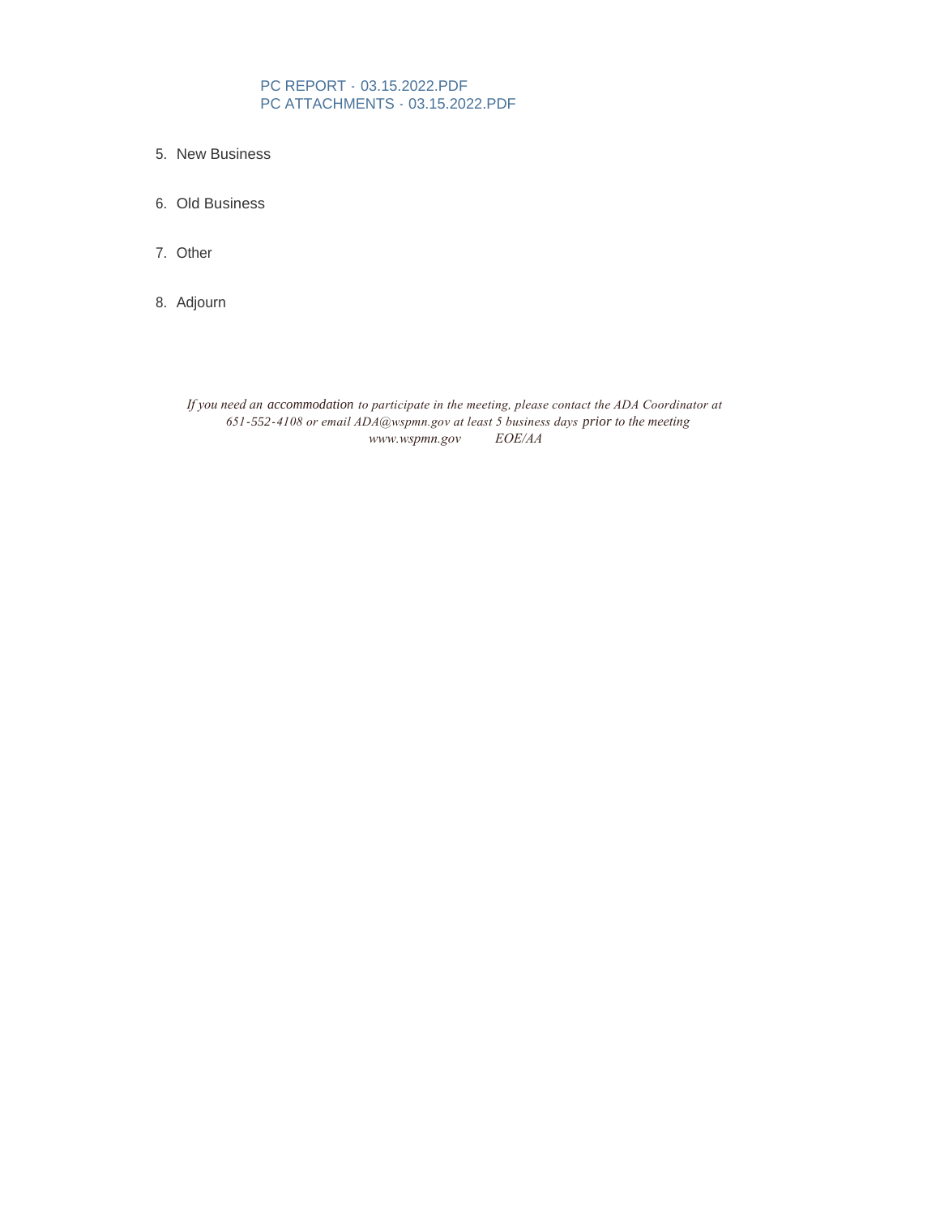PC REPORT - 03.15.2022.PDF
PC ATTACHMENTS - 03.15.2022.PDF

5. New Business

6. Old Business

7. Other

8. Adjourn

*If you need an accommodation to participate in the meeting, please contact the ADA Coordinator at 651-552-4108 or email ADA@wspmn.gov at least 5 business days prior to the meeting*
*www.wspmn.gov EOE/AA*